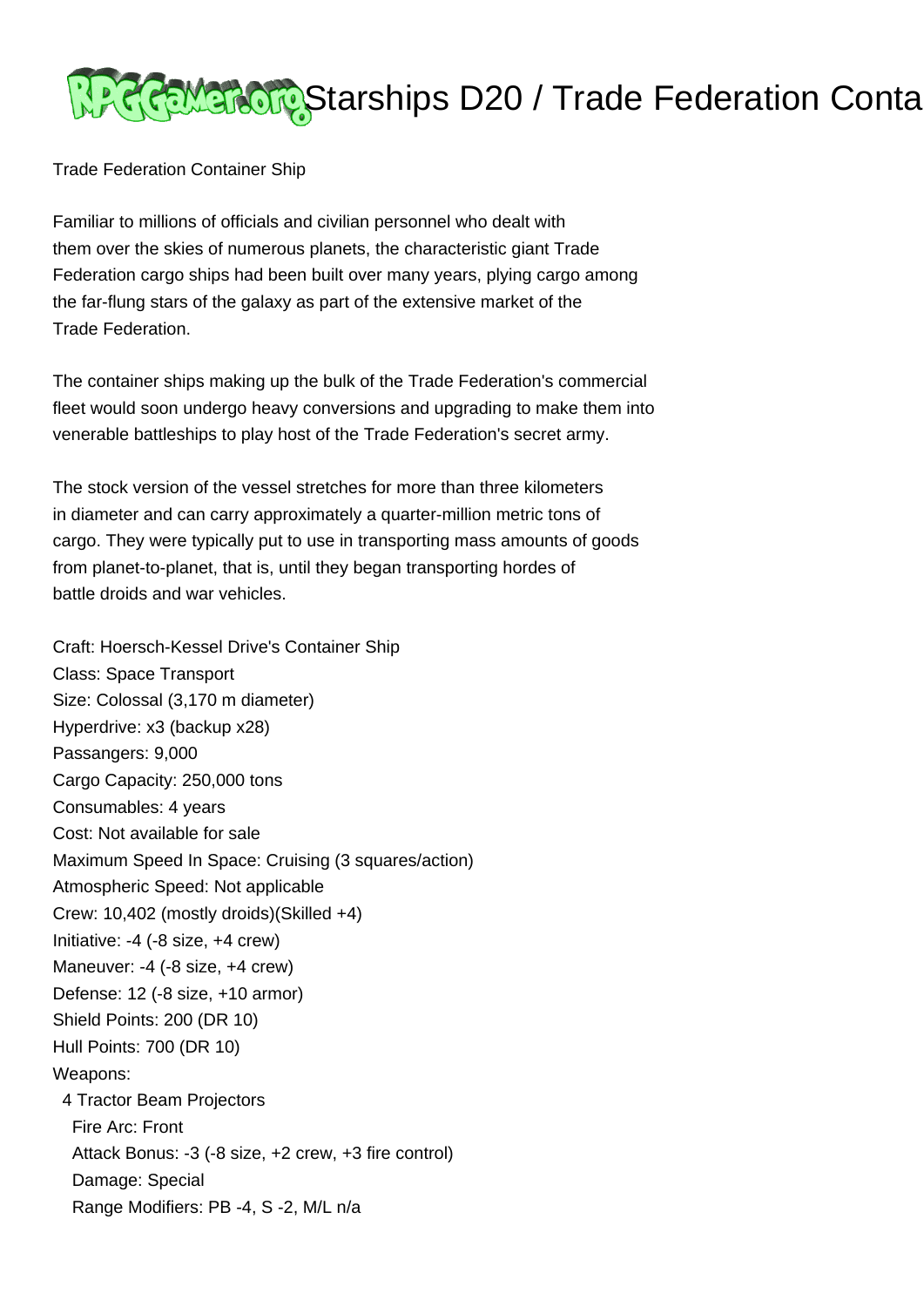# Starships D20 / Trade Federation Conta

Trade Federation Container Ship

Familiar to millions of officials and civilian personnel who dealt with them over the skies of numerous planets, the characteristic giant Trade Federation cargo ships had been built over many years, plying cargo among the far-flung stars of the galaxy as part of the extensive market of the Trade Federation.

The container ships making up the bulk of the Trade Federation's commercial fleet would soon undergo heavy conversions and upgrading to make them into venerable battleships to play host of the Trade Federation's secret army.

The stock version of the vessel stretches for more than three kilometers in diameter and can carry approximately a quarter-million metric tons of cargo. They were typically put to use in transporting mass amounts of goods from planet-to-planet, that is, until they began transporting hordes of battle droids and war vehicles.

Craft: Hoersch-Kessel Drive's Container Ship
Class: Space Transport
Size: Colossal (3,170 m diameter)
Hyperdrive: x3 (backup x28)
Passangers: 9,000
Cargo Capacity: 250,000 tons
Consumables: 4 years
Cost: Not available for sale
Maximum Speed In Space: Cruising (3 squares/action)
Atmospheric Speed: Not applicable
Crew: 10,402 (mostly droids)(Skilled +4)
Initiative: -4 (-8 size, +4 crew)
Maneuver: -4 (-8 size, +4 crew)
Defense: 12 (-8 size, +10 armor)
Shield Points: 200 (DR 10)
Hull Points: 700 (DR 10)
Weapons:
  4 Tractor Beam Projectors
    Fire Arc: Front
    Attack Bonus: -3 (-8 size, +2 crew, +3 fire control)
    Damage: Special
    Range Modifiers: PB -4, S -2, M/L n/a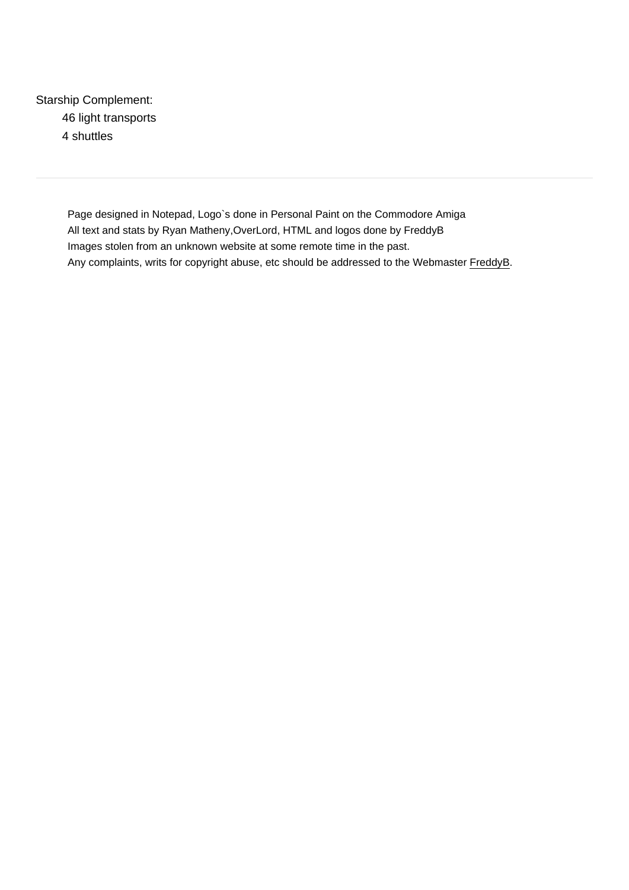Starship Complement:

- 46 light transports
- 4 shuttles

---

Page designed in Notepad, Logo`s done in Personal Paint on the Commodore Amiga
All text and stats by Ryan Matheny,OverLord, HTML and logos done by FreddyB
Images stolen from an unknown website at some remote time in the past.
Any complaints, writs for copyright abuse, etc should be addressed to the Webmaster FreddyB.